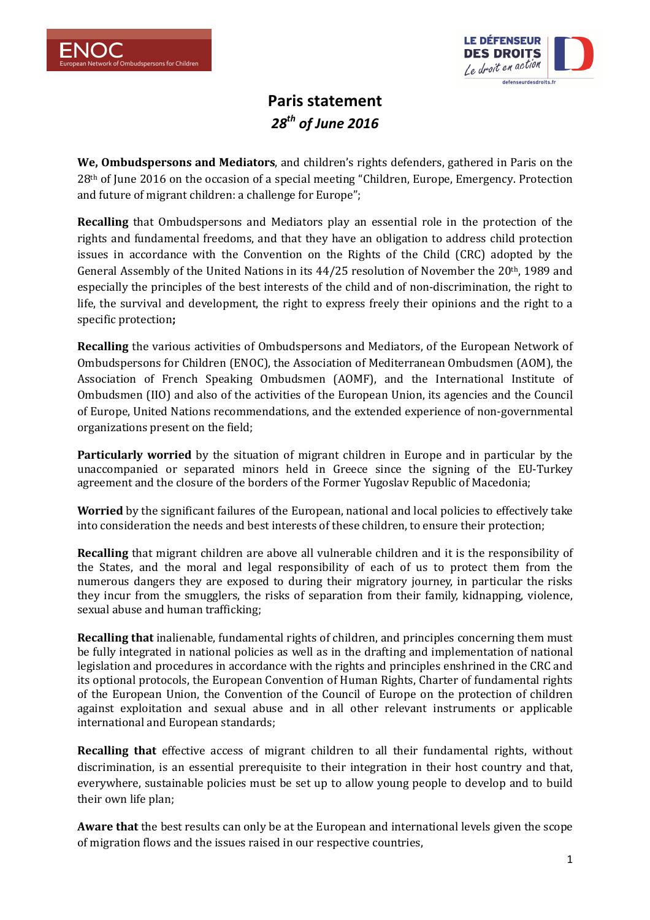# Paris statement

## *28th of June 2016*

**We, Ombudspersons and Mediators**, and children's rights defenders, gathered in Paris on the 28th of June 2016 on the occasion of a special meeting "Children, Europe, Emergency. Protection and future of migrant children: a challenge for Europe";

**Recalling** that Ombudspersons and Mediators play an essential role in the protection of the rights and fundamental freedoms, and that they have an obligation to address child protection issues in accordance with the Convention on the Rights of the Child (CRC) adopted by the General Assembly of the United Nations in its 44/25 resolution of November the 20th, 1989 and especially the principles of the best interests of the child and of non-discrimination, the right to life, the survival and development, the right to express freely their opinions and the right to a specific protection**;**

**Recalling** the various activities of Ombudspersons and Mediators, of the European Network of Ombudspersons for Children (ENOC), the Association of Mediterranean Ombudsmen (AOM), the Association of French Speaking Ombudsmen (AOMF), and the International Institute of Ombudsmen (IIO) and also of the activities of the European Union, its agencies and the Council of Europe, United Nations recommendations, and the extended experience of non-governmental organizations present on the field;

**Particularly worried** by the situation of migrant children in Europe and in particular by the unaccompanied or separated minors held in Greece since the signing of the EU-Turkey agreement and the closure of the borders of the Former Yugoslav Republic of Macedonia;

**Worried** by the significant failures of the European, national and local policies to effectively take into consideration the needs and best interests of these children, to ensure their protection;

**Recalling** that migrant children are above all vulnerable children and it is the responsibility of the States, and the moral and legal responsibility of each of us to protect them from the numerous dangers they are exposed to during their migratory journey, in particular the risks they incur from the smugglers, the risks of separation from their family, kidnapping, violence, sexual abuse and human trafficking;

**Recalling that** inalienable, fundamental rights of children, and principles concerning them must be fully integrated in national policies as well as in the drafting and implementation of national legislation and procedures in accordance with the rights and principles enshrined in the CRC and its optional protocols, the European Convention of Human Rights, Charter of fundamental rights of the European Union, the Convention of the Council of Europe on the protection of children against exploitation and sexual abuse and in all other relevant instruments or applicable international and European standards;

**Recalling that** effective access of migrant children to all their fundamental rights, without discrimination, is an essential prerequisite to their integration in their host country and that, everywhere, sustainable policies must be set up to allow young people to develop and to build their own life plan;

**Aware that** the best results can only be at the European and international levels given the scope of migration flows and the issues raised in our respective countries,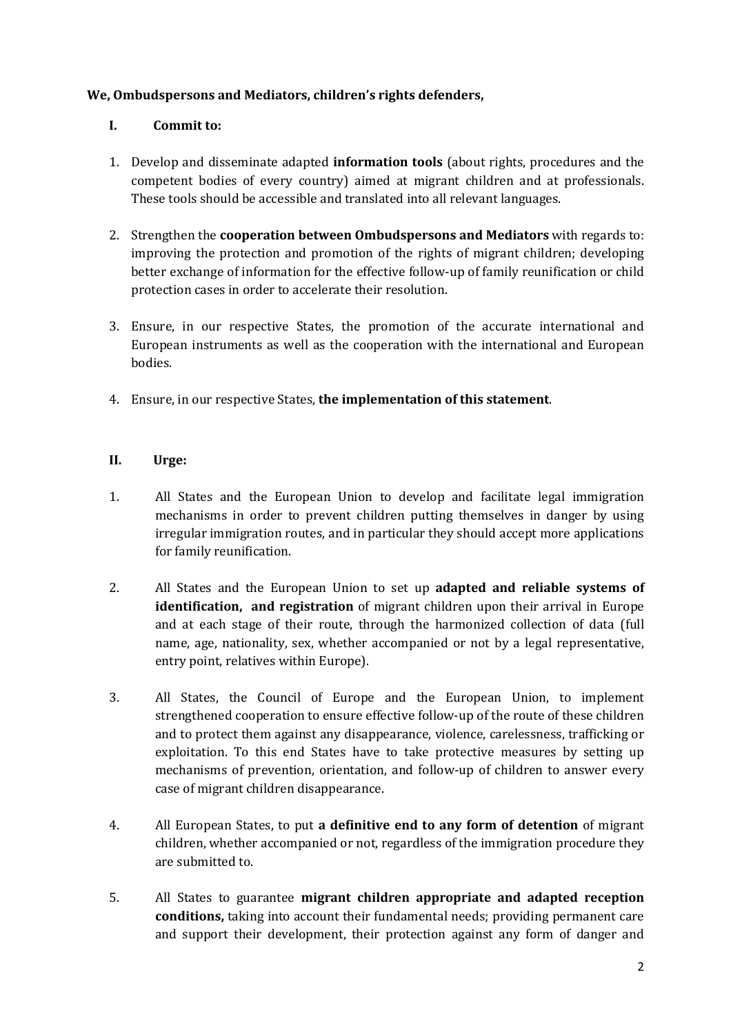**We, Ombudspersons and Mediators, children's rights defenders,**

**I. Commit to:**

1. Develop and disseminate adapted **information tools** (about rights, procedures and the competent bodies of every country) aimed at migrant children and at professionals. These tools should be accessible and translated into all relevant languages.

2. Strengthen the **cooperation between Ombudspersons and Mediators** with regards to: improving the protection and promotion of the rights of migrant children; developing better exchange of information for the effective follow-up of family reunification or child protection cases in order to accelerate their resolution.

3. Ensure, in our respective States, the promotion of the accurate international and European instruments as well as the cooperation with the international and European bodies.

4. Ensure, in our respective States, **the implementation of this statement**.

**II. Urge:**

1. All States and the European Union to develop and facilitate legal immigration mechanisms in order to prevent children putting themselves in danger by using irregular immigration routes, and in particular they should accept more applications for family reunification.

2. All States and the European Union to set up **adapted and reliable systems of identification, and registration** of migrant children upon their arrival in Europe and at each stage of their route, through the harmonized collection of data (full name, age, nationality, sex, whether accompanied or not by a legal representative, entry point, relatives within Europe).

3. All States, the Council of Europe and the European Union, to implement strengthened cooperation to ensure effective follow-up of the route of these children and to protect them against any disappearance, violence, carelessness, trafficking or exploitation. To this end States have to take protective measures by setting up mechanisms of prevention, orientation, and follow-up of children to answer every case of migrant children disappearance.

4. All European States, to put **a definitive end to any form of detention** of migrant children, whether accompanied or not, regardless of the immigration procedure they are submitted to.

5. All States to guarantee **migrant children appropriate and adapted reception conditions,** taking into account their fundamental needs; providing permanent care and support their development, their protection against any form of danger and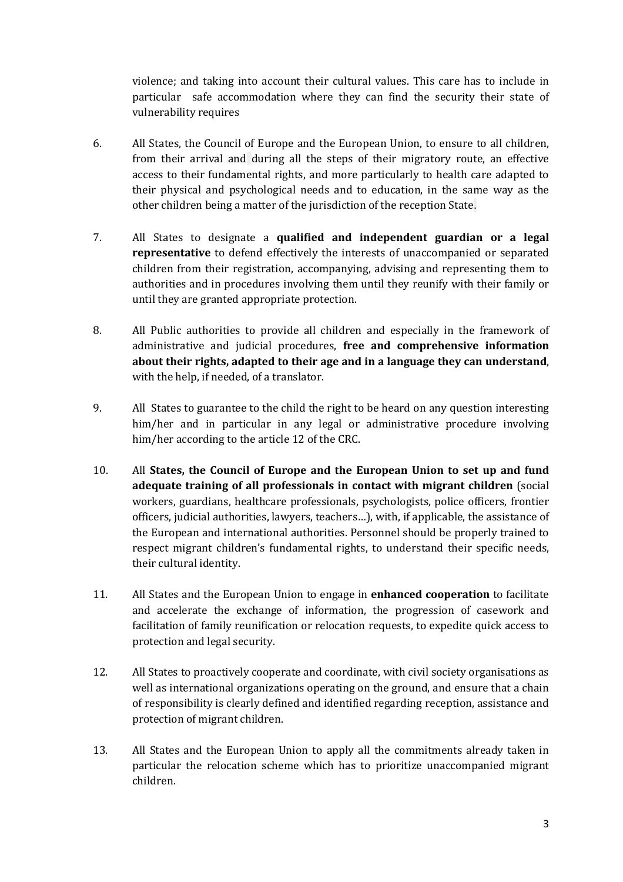violence; and taking into account their cultural values. This care has to include in particular safe accommodation where they can find the security their state of vulnerability requires

6. All States, the Council of Europe and the European Union, to ensure to all children, from their arrival and during all the steps of their migratory route, an effective access to their fundamental rights, and more particularly to health care adapted to their physical and psychological needs and to education, in the same way as the other children being a matter of the jurisdiction of the reception State.

7. All States to designate a **qualified and independent guardian or a legal representative** to defend effectively the interests of unaccompanied or separated children from their registration, accompanying, advising and representing them to authorities and in procedures involving them until they reunify with their family or until they are granted appropriate protection.

8. All Public authorities to provide all children and especially in the framework of administrative and judicial procedures, **free and comprehensive information about their rights, adapted to their age and in a language they can understand**, with the help, if needed, of a translator.

9. All States to guarantee to the child the right to be heard on any question interesting him/her and in particular in any legal or administrative procedure involving him/her according to the article 12 of the CRC.

10. All **States, the Council of Europe and the European Union to set up and fund adequate training of all professionals in contact with migrant children** (social workers, guardians, healthcare professionals, psychologists, police officers, frontier officers, judicial authorities, lawyers, teachers…), with, if applicable, the assistance of the European and international authorities. Personnel should be properly trained to respect migrant children's fundamental rights, to understand their specific needs, their cultural identity.

11. All States and the European Union to engage in **enhanced cooperation** to facilitate and accelerate the exchange of information, the progression of casework and facilitation of family reunification or relocation requests, to expedite quick access to protection and legal security.

12. All States to proactively cooperate and coordinate, with civil society organisations as well as international organizations operating on the ground, and ensure that a chain of responsibility is clearly defined and identified regarding reception, assistance and protection of migrant children.

13. All States and the European Union to apply all the commitments already taken in particular the relocation scheme which has to prioritize unaccompanied migrant children.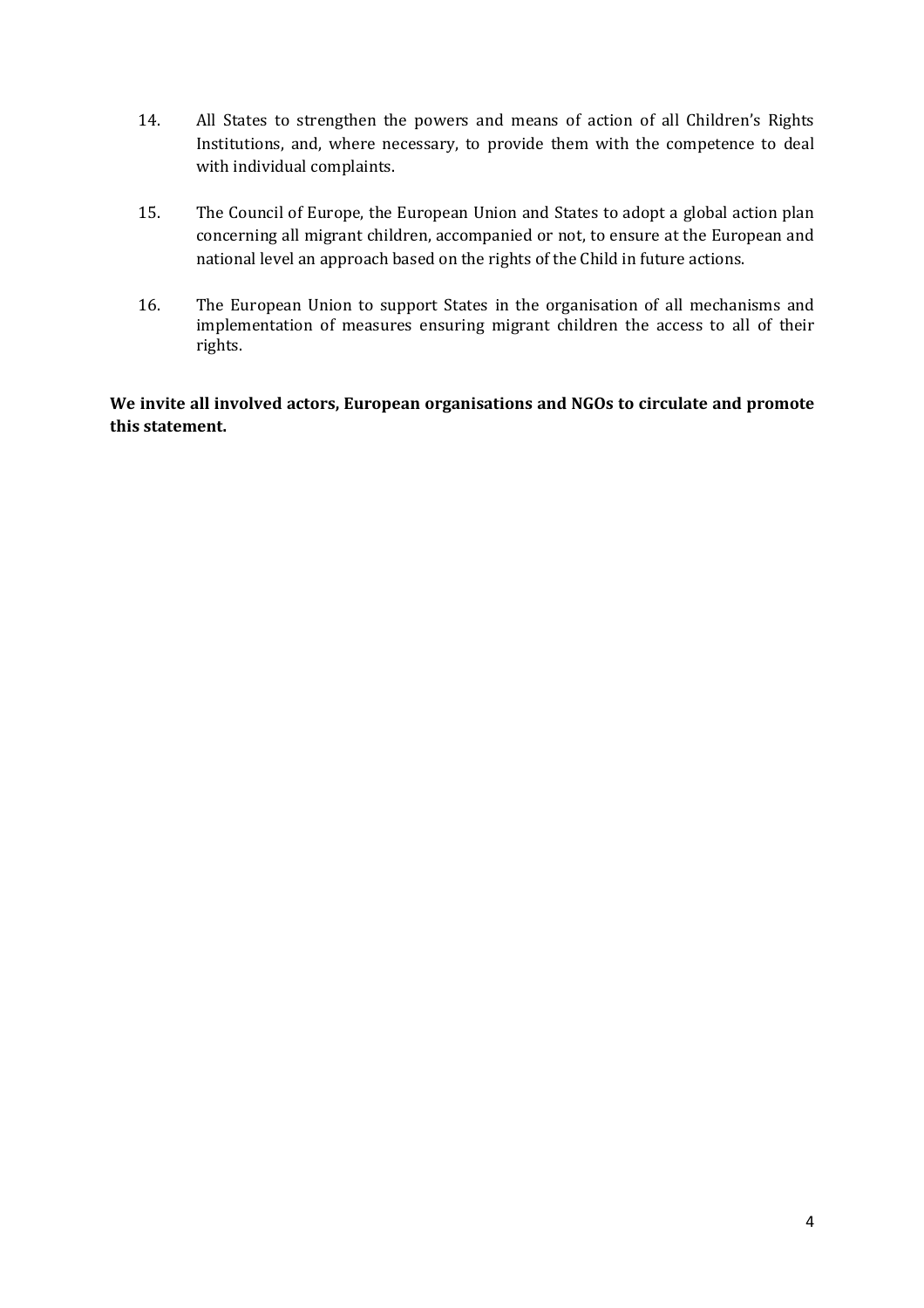14. All States to strengthen the powers and means of action of all Children's Rights Institutions, and, where necessary, to provide them with the competence to deal with individual complaints.

15. The Council of Europe, the European Union and States to adopt a global action plan concerning all migrant children, accompanied or not, to ensure at the European and national level an approach based on the rights of the Child in future actions.

16. The European Union to support States in the organisation of all mechanisms and implementation of measures ensuring migrant children the access to all of their rights.

**We invite all involved actors, European organisations and NGOs to circulate and promote this statement.**